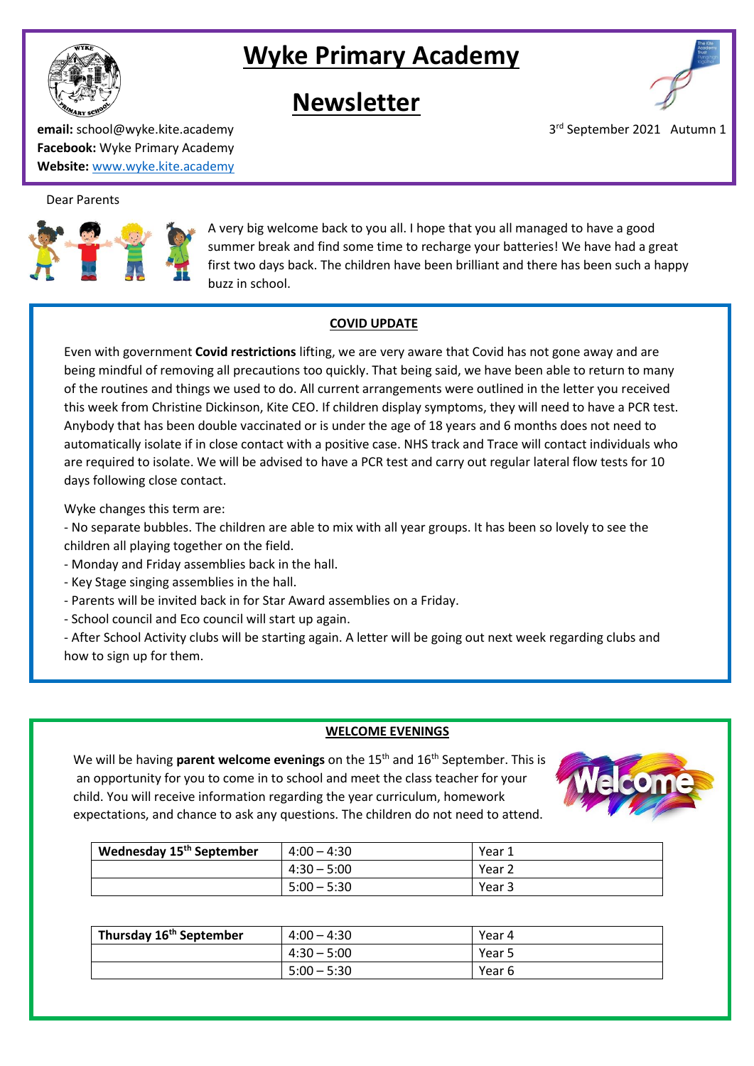# Wyke Primary Academy

# Newsletter

**email:** school@wyke.kite.academy
**Facebook:** Wyke Primary Academy
**Website:** www.wyke.kite.academy

3rd September 2021 Autumn 1

Dear Parents

A very big welcome back to you all. I hope that you all managed to have a good summer break and find some time to recharge your batteries! We have had a great first two days back. The children have been brilliant and there has been such a happy buzz in school.

## COVID UPDATE

Even with government **Covid restrictions** lifting, we are very aware that Covid has not gone away and are being mindful of removing all precautions too quickly. That being said, we have been able to return to many of the routines and things we used to do. All current arrangements were outlined in the letter you received this week from Christine Dickinson, Kite CEO. If children display symptoms, they will need to have a PCR test. Anybody that has been double vaccinated or is under the age of 18 years and 6 months does not need to automatically isolate if in close contact with a positive case. NHS track and Trace will contact individuals who are required to isolate. We will be advised to have a PCR test and carry out regular lateral flow tests for 10 days following close contact.

Wyke changes this term are:

- No separate bubbles. The children are able to mix with all year groups. It has been so lovely to see the children all playing together on the field.
- Monday and Friday assemblies back in the hall.
- Key Stage singing assemblies in the hall.
- Parents will be invited back in for Star Award assemblies on a Friday.
- School council and Eco council will start up again.
- After School Activity clubs will be starting again. A letter will be going out next week regarding clubs and how to sign up for them.

## WELCOME EVENINGS

We will be having **parent welcome evenings** on the 15th and 16th September. This is an opportunity for you to come in to school and meet the class teacher for your child. You will receive information regarding the year curriculum, homework expectations, and chance to ask any questions. The children do not need to attend.

| Wednesday 15th September | 4:00 – 4:30 | Year 1 |
| --- | --- | --- |
| | 4:30 – 5:00 | Year 2 |
| | 5:00 – 5:30 | Year 3 |

| Thursday 16th September | 4:00 – 4:30 | Year 4 |
| --- | --- | --- |
| | 4:30 – 5:00 | Year 5 |
| | 5:00 – 5:30 | Year 6 |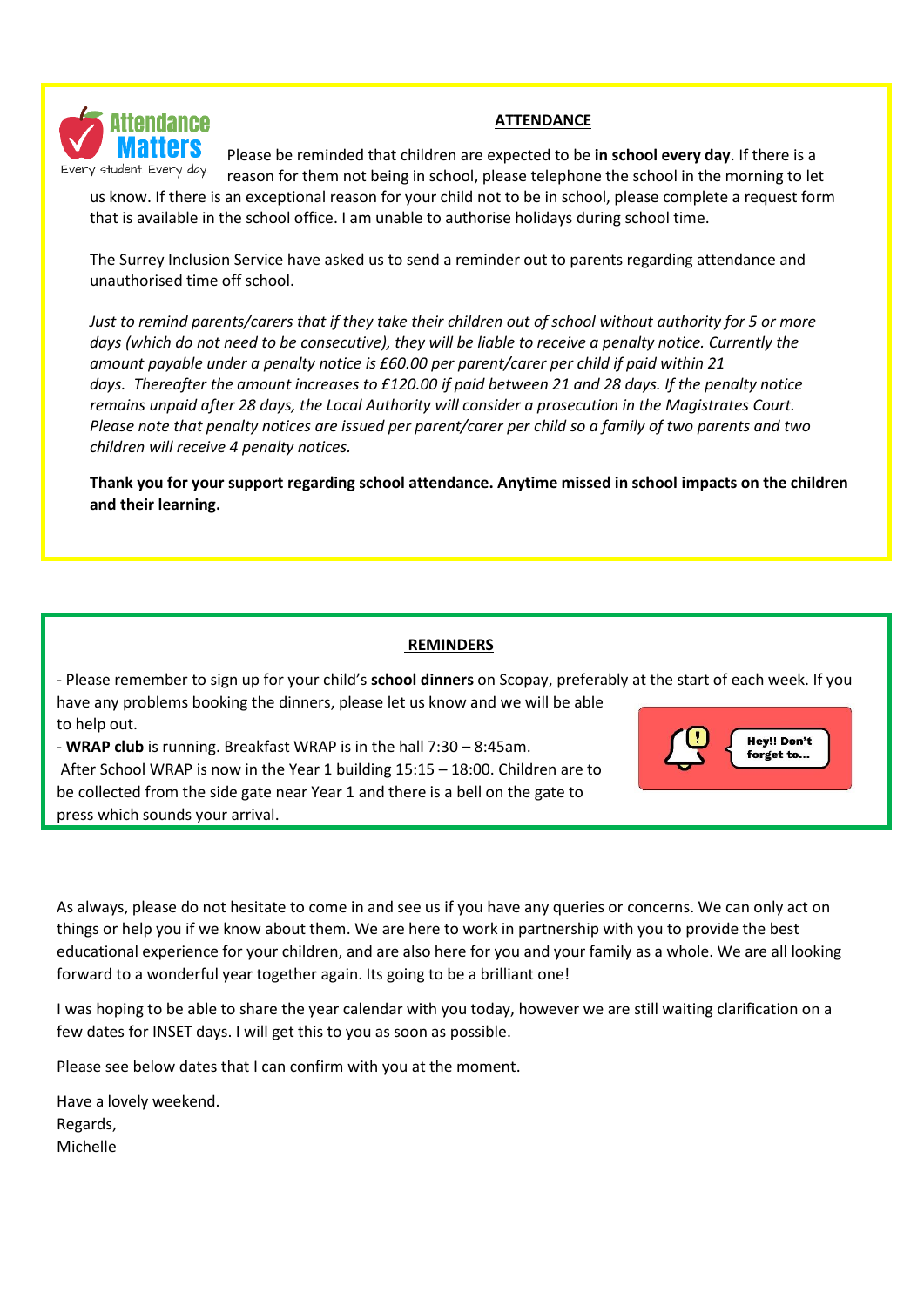## ATTENDANCE

Please be reminded that children are expected to be **in school every day**. If there is a reason for them not being in school, please telephone the school in the morning to let us know. If there is an exceptional reason for your child not to be in school, please complete a request form that is available in the school office. I am unable to authorise holidays during school time.

The Surrey Inclusion Service have asked us to send a reminder out to parents regarding attendance and unauthorised time off school.

*Just to remind parents/carers that if they take their children out of school without authority for 5 or more days (which do not need to be consecutive), they will be liable to receive a penalty notice. Currently the amount payable under a penalty notice is £60.00 per parent/carer per child if paid within 21 days. Thereafter the amount increases to £120.00 if paid between 21 and 28 days. If the penalty notice remains unpaid after 28 days, the Local Authority will consider a prosecution in the Magistrates Court. Please note that penalty notices are issued per parent/carer per child so a family of two parents and two children will receive 4 penalty notices.*

**Thank you for your support regarding school attendance. Anytime missed in school impacts on the children and their learning.**

## REMINDERS

- Please remember to sign up for your child's **school dinners** on Scopay, preferably at the start of each week. If you have any problems booking the dinners, please let us know and we will be able to help out.
- **WRAP club** is running. Breakfast WRAP is in the hall 7:30 – 8:45am. After School WRAP is now in the Year 1 building 15:15 – 18:00. Children are to be collected from the side gate near Year 1 and there is a bell on the gate to press which sounds your arrival.

As always, please do not hesitate to come in and see us if you have any queries or concerns. We can only act on things or help you if we know about them. We are here to work in partnership with you to provide the best educational experience for your children, and are also here for you and your family as a whole. We are all looking forward to a wonderful year together again. Its going to be a brilliant one!

I was hoping to be able to share the year calendar with you today, however we are still waiting clarification on a few dates for INSET days. I will get this to you as soon as possible.

Please see below dates that I can confirm with you at the moment.

Have a lovely weekend.
Regards,
Michelle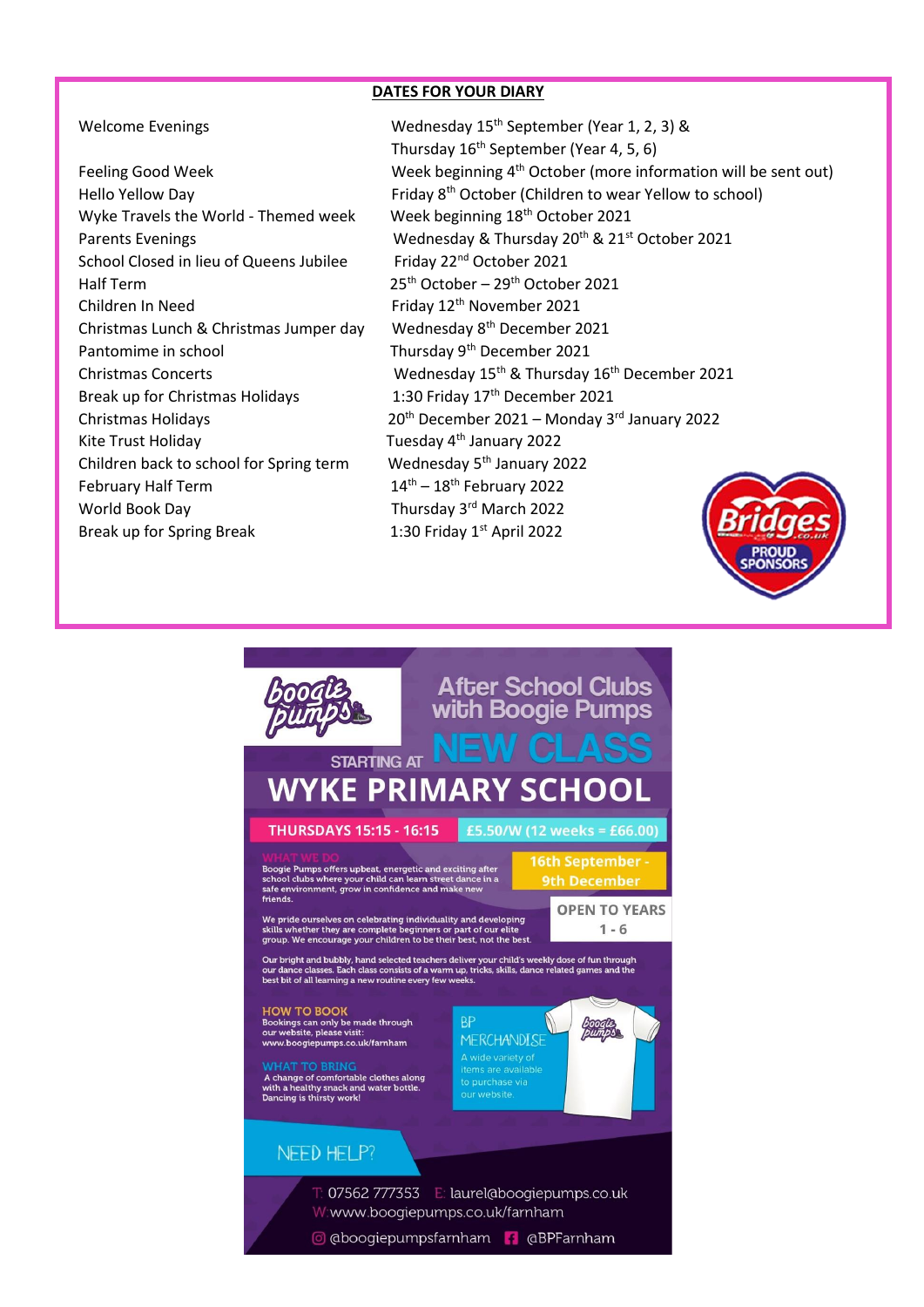## DATES FOR YOUR DIARY

| | |
|---|---|
| Welcome Evenings | Wednesday 15th September (Year 1, 2, 3) & Thursday 16th September (Year 4, 5, 6) |
| Feeling Good Week | Week beginning 4th October (more information will be sent out) |
| Hello Yellow Day | Friday 8th October (Children to wear Yellow to school) |
| Wyke Travels the World - Themed week | Week beginning 18th October 2021 |
| Parents Evenings | Wednesday & Thursday 20th & 21st October 2021 |
| School Closed in lieu of Queens Jubilee | Friday 22nd October 2021 |
| Half Term | 25th October – 29th October 2021 |
| Children In Need | Friday 12th November 2021 |
| Christmas Lunch & Christmas Jumper day | Wednesday 8th December 2021 |
| Pantomime in school | Thursday 9th December 2021 |
| Christmas Concerts | Wednesday 15th & Thursday 16th December 2021 |
| Break up for Christmas Holidays | 1:30 Friday 17th December 2021 |
| Christmas Holidays | 20th December 2021 – Monday 3rd January 2022 |
| Kite Trust Holiday | Tuesday 4th January 2022 |
| Children back to school for Spring term | Wednesday 5th January 2022 |
| February Half Term | 14th – 18th February 2022 |
| World Book Day | Thursday 3rd March 2022 |
| Break up for Spring Break | 1:30 Friday 1st April 2022 |

Bridges .co.uk PROUD SPONSORS

---

boogie pumps

# After School Clubs with Boogie Pumps

STARTING AT **NEW CLASS**

# WYKE PRIMARY SCHOOL

**THURSDAYS 15:15 - 16:15** | **£5.50/W (12 weeks = £66.00)**

**16th September - 9th December**

**OPEN TO YEARS 1 - 6**

WHAT WE DO
Boogie Pumps offers upbeat, energetic and exciting after school clubs where your child can learn street dance in a safe environment, grow in confidence and make new friends.

We pride ourselves on celebrating individuality and developing skills whether they are complete beginners or part of our elite group. We encourage your children to be their best, not the best.

Our bright and bubbly, hand selected teachers deliver your child's weekly dose of fun through our dance classes. Each class consists of a warm up, tricks, skills, dance related games and the best bit of all learning a new routine every few weeks.

HOW TO BOOK
Bookings can only be made through our website, please visit: www.boogiepumps.co.uk/farnham

WHAT TO BRING
A change of comfortable clothes along with a healthy snack and water bottle. Dancing is thirsty work!

BP MERCHANDISE
A wide variety of items are available to purchase via our website.

NEED HELP?

T: 07562 777353 E: laurel@boogiepumps.co.uk
W: www.boogiepumps.co.uk/farnham
@boogiepumpsfarnham @BPFarnham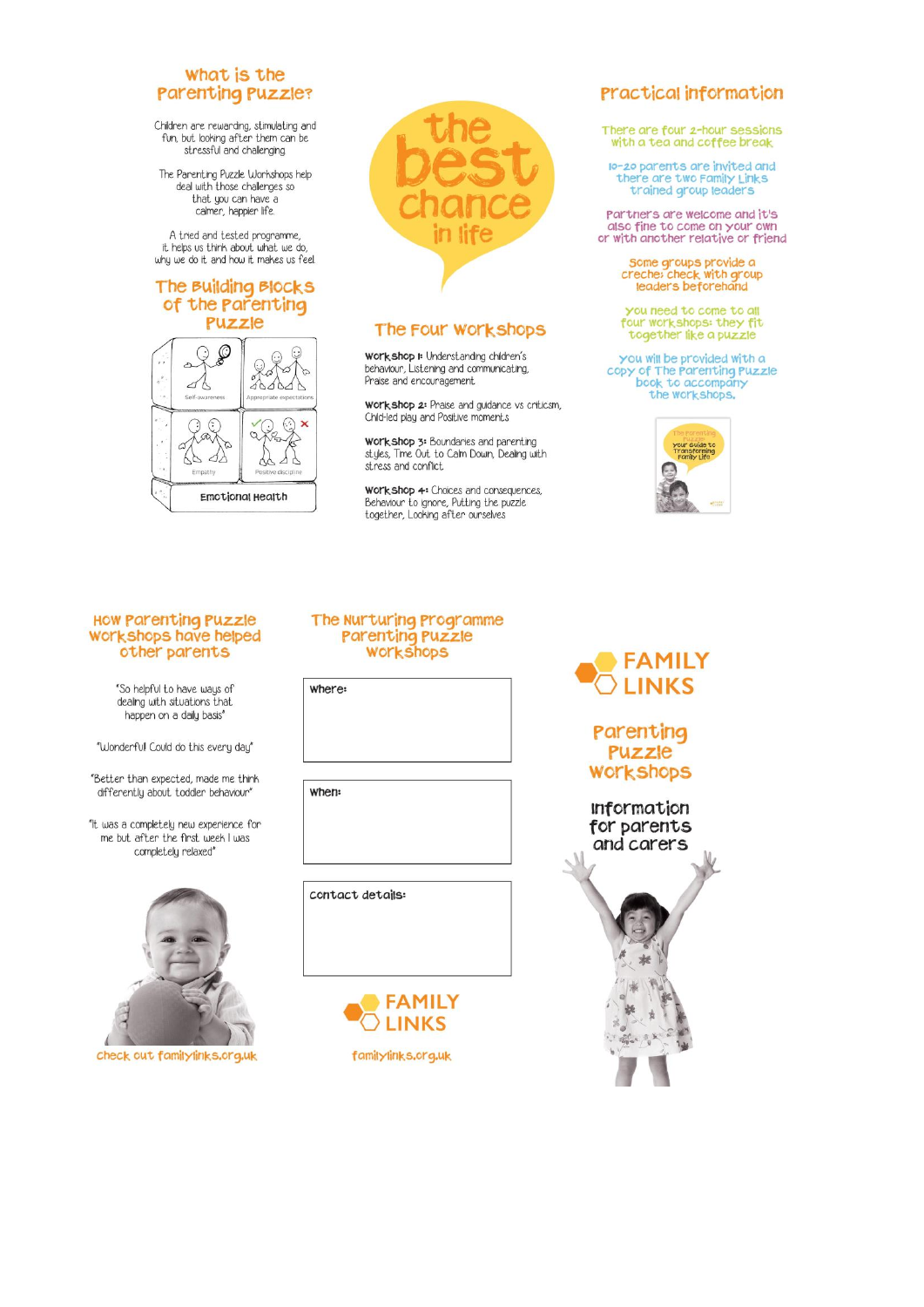## What is the Parenting Puzzle?

Children are rewarding, stimulating and fun, but looking after them can be stressful and challenging

The Parenting Puzzle Workshops help deal with those challenges so that you can have a calmer, happier life

A tried and tested programme, it helps us think about what we do, why we do it and how it makes us feel

## The Building Blocks of the Parenting Puzzle

Self-awareness

Appropriate expectations

Empathy

Positive discipline

Emotional Health

# the best chance in life

## The Four Workshops

**Workshop 1:** Understanding children's behaviour, Listening and communicating, Praise and encouragement

**Workshop 2:** Praise and guidance vs criticism, Child-led play and Positive moments

**Workshop 3:** Boundaries and parenting styles, Time Out to Calm Down, Dealing with stress and conflict

**Workshop 4:** Choices and consequences, Behaviour to ignore, Putting the puzzle together, Looking after ourselves

## Practical information

There are four 2-hour sessions with a tea and coffee break

10-20 parents are invited and there are two Family Links trained group leaders

Partners are welcome and it's also fine to come on your own or with another relative or friend

Some groups provide a creche; check with group leaders beforehand

You need to come to all four workshops: they fit together like a puzzle

You will be provided with a copy of The Parenting Puzzle book to accompany the workshops.

The Parenting Puzzle
Your guide to Transforming Family Life

## How Parenting Puzzle workshops have helped other parents

"So helpful to have ways of dealing with situations that happen on a daily basis"

"Wonderful! Could do this every day"

"Better than expected, made me think differently about toddler behaviour"

"It was a completely new experience for me but after the first week I was completely relaxed"

Check out familylinks.org.uk

## The Nurturing Programme Parenting Puzzle Workshops

Where:

When:

Contact details:

FAMILY LINKS

familylinks.org.uk

FAMILY LINKS

# Parenting Puzzle Workshops

Information for parents and carers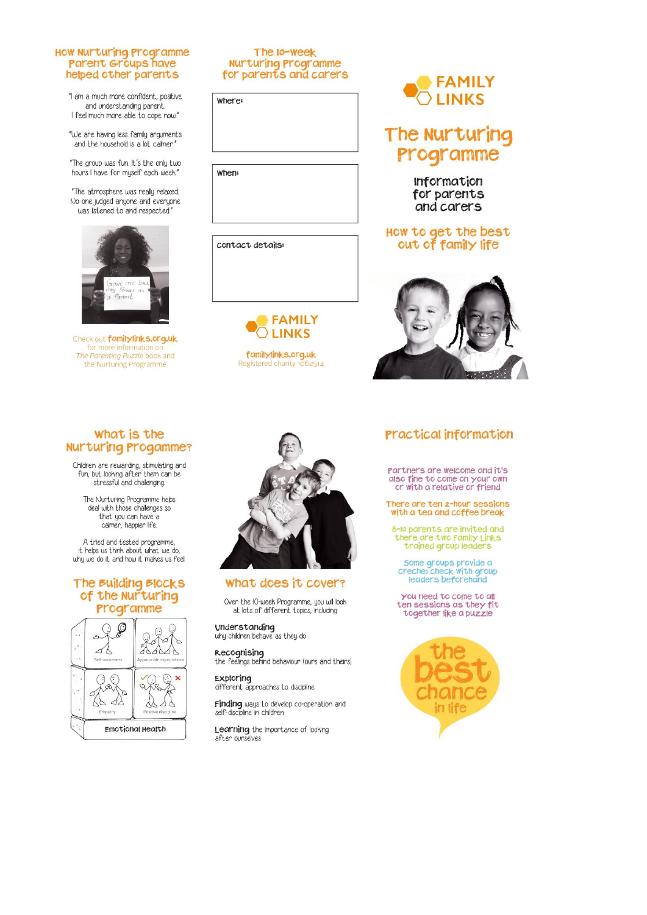## How Nurturing Programme Parent Groups have helped other parents

"I am a much more confident, positive and understanding parent. I feel much more able to cope now."

"We are having less family arguments and the household is a lot calmer."

"The group was fun. It's the only two hours I have for myself each week."

"The atmosphere was really relaxed. No-one judged anyone and everyone was listened to and respected."

Gave me back my power as a Parent

Check out **familylinks.org.uk** for more information on *The Parenting Puzzle* book and the Nurturing Programme

## The 10-week Nurturing Programme for parents and carers

**Where:**

**When:**

**Contact details:**

FAMILY LINKS

**familylinks.org.uk**
Registered charity 1062514

# FAMILY LINKS

# The Nurturing Programme

Information for parents and carers

## How to get the best out of family life

## What is the Nurturing Progamme?

Children are rewarding, stimulating and fun, but looking after them can be stressful and challenging.

The Nurturing Programme helps deal with those challenges so that you can have a calmer, happier life.

A tried and tested programme, it helps us think about what we do, why we do it and how it makes us feel.

## The Building Blocks of the Nurturing Programme

Self-awareness
Appropriate expectations
Empathy
Positive discipline
Emotional Health

## What does it cover?

Over the 10-week Programme, you will look at lots of different topics, including

**Understanding**
why children behave as they do

**Recognising**
the feelings behind behaviour (ours and theirs)

**Exploring**
different approaches to discipline

**Finding** ways to develop co-operation and self-discipline in children

**Learning** the importance of looking after ourselves

## Practical information

Partners are welcome and it's also fine to come on your own or with a relative or friend

There are ten 2-hour sessions with a tea and coffee break

8-10 parents are invited and there are two Family Links trained group leaders

Some groups provide a creche: check with group leaders beforehand

You need to come to all ten sessions as they fit together like a puzzle

the best chance in life